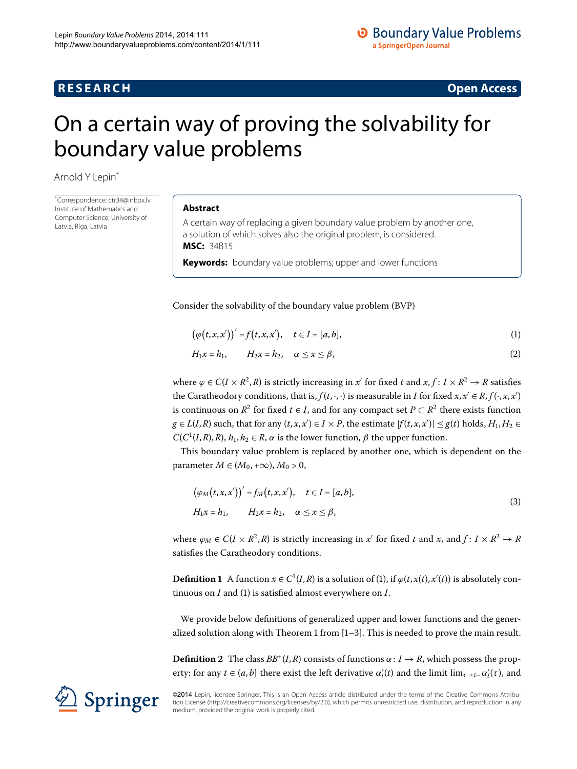RESEARCH **Open Access**

# On a certain way of proving the solvability for boundary value problems

Arnold Y Lepin[*]

[*]Correspondence: ctr34@inbox.lv
Institute of Mathematics and Computer Science, University of Latvia, Riga, Latvia

## Abstract

A certain way of replacing a given boundary value problem by another one, a solution of which solves also the original problem, is considered.

**MSC:** 34B15

**Keywords:** boundary value problems; upper and lower functions

Consider the solvability of the boundary value problem (BVP)

$$\bigl(\varphi(t,x,x')\bigr)' = f(t,x,x'), \quad t \in I = [a,b], \tag{1}$$

$$H_1 x = h_1, \qquad H_2 x = h_2, \quad \alpha \le x \le \beta, \tag{2}$$

where $\varphi \in C(I \times R^2, R)$ is strictly increasing in $x'$ for fixed $t$ and $x$, $f: I \times R^2 \to R$ satisfies the Caratheodory conditions, that is, $f(t,\cdot,\cdot)$ is measurable in $I$ for fixed $x, x' \in R$, $f(\cdot,x,x')$ is continuous on $R^2$ for fixed $t \in I$, and for any compact set $P \subset R^2$ there exists function $g \in L(I,R)$ such, that for any $(t,x,x') \in I \times P$, the estimate $|f(t,x,x')| \le g(t)$ holds, $H_1, H_2 \in C(C^1(I,R),R)$, $h_1, h_2 \in R$, $\alpha$ is the lower function, $\beta$ the upper function.

This boundary value problem is replaced by another one, which is dependent on the parameter $M \in (M_0, +\infty)$, $M_0 > 0$,

$$\begin{aligned} &\bigl(\varphi_M(t,x,x')\bigr)' = f_M(t,x,x'), \quad t \in I = [a,b], \\ &H_1 x = h_1, \qquad H_2 x = h_2, \quad \alpha \le x \le \beta, \end{aligned} \tag{3}$$

where $\varphi_M \in C(I \times R^2, R)$ is strictly increasing in $x'$ for fixed $t$ and $x$, and $f: I \times R^2 \to R$ satisfies the Caratheodory conditions.

**Definition 1** A function $x \in C^1(I,R)$ is a solution of (1), if $\varphi(t,x(t),x'(t))$ is absolutely continuous on $I$ and (1) is satisfied almost everywhere on $I$.

We provide below definitions of generalized upper and lower functions and the generalized solution along with Theorem 1 from [1–3]. This is needed to prove the main result.

**Definition 2** The class $BB^+(I,R)$ consists of functions $\alpha: I \to R$, which possess the property: for any $t \in (a,b]$ there exist the left derivative $\alpha_l'(t)$ and the limit $\lim_{\tau \to t-} \alpha_l'(\tau)$, and

©2014 Lepin; licensee Springer. This is an Open Access article distributed under the terms of the Creative Commons Attribution License (http://creativecommons.org/licenses/by/2.0), which permits unrestricted use, distribution, and reproduction in any medium, provided the original work is properly cited.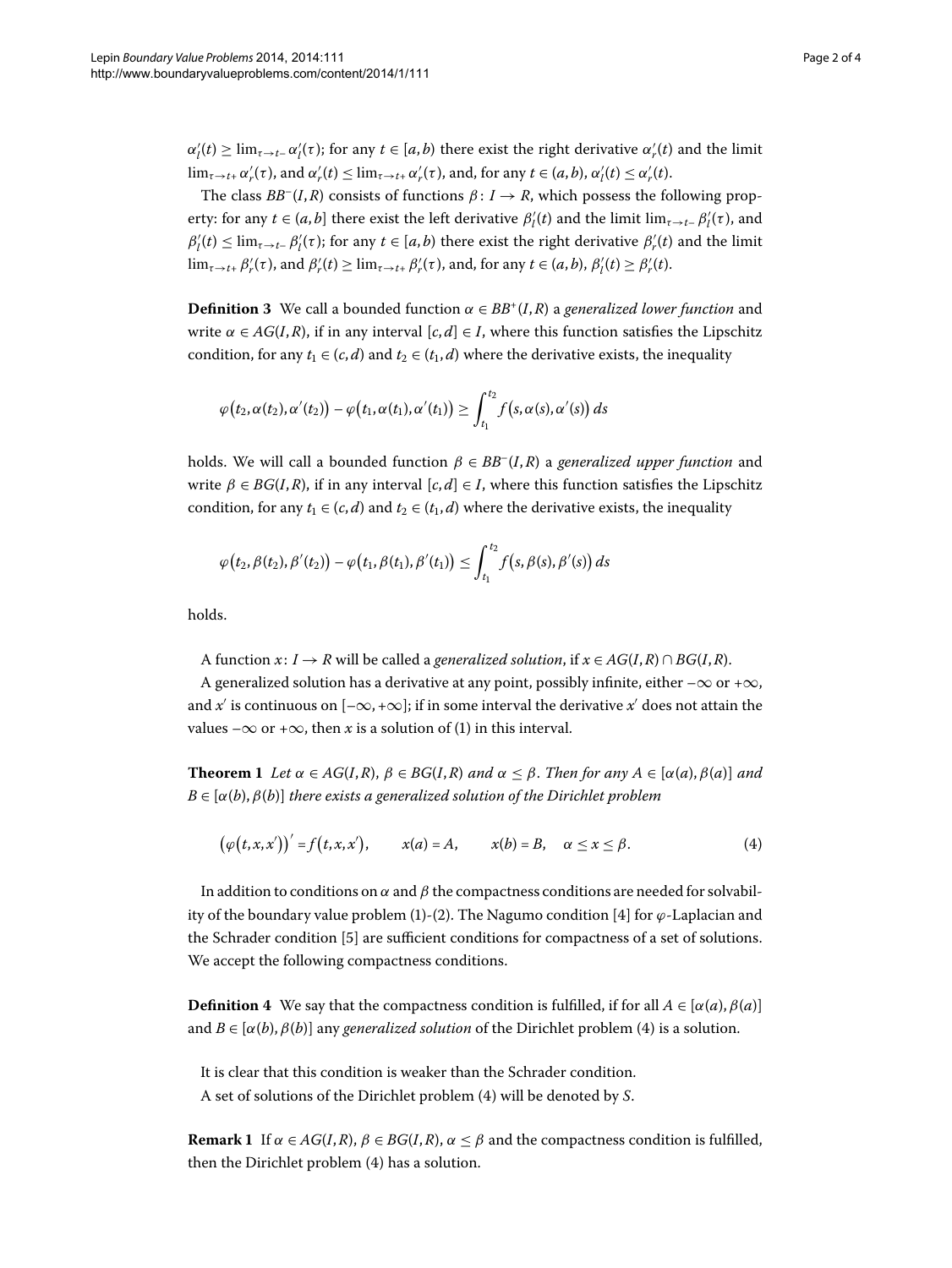$\alpha_l'(t) \geq \lim_{\tau\to t-} \alpha_l'(\tau)$; for any $t \in [a,b)$ there exist the right derivative $\alpha_r'(t)$ and the limit $\lim_{\tau\to t+} \alpha_r'(\tau)$, and $\alpha_r'(t) \leq \lim_{\tau\to t+} \alpha_r'(\tau)$, and, for any $t \in (a,b)$, $\alpha_l'(t) \leq \alpha_r'(t)$.

The class $BB^-(I,R)$ consists of functions $\beta : I \to R$, which possess the following property: for any $t \in (a,b]$ there exist the left derivative $\beta_l'(t)$ and the limit $\lim_{\tau\to t-} \beta_l'(\tau)$, and $\beta_l'(t) \leq \lim_{\tau\to t-} \beta_l'(\tau)$; for any $t \in [a,b)$ there exist the right derivative $\beta_r'(t)$ and the limit $\lim_{\tau\to t+} \beta_r'(\tau)$, and $\beta_r'(t) \geq \lim_{\tau\to t+} \beta_r'(\tau)$, and, for any $t \in (a,b)$, $\beta_l'(t) \geq \beta_r'(t)$.

**Definition 3** We call a bounded function $\alpha \in BB^+(I,R)$ a *generalized lower function* and write $\alpha \in AG(I,R)$, if in any interval $[c,d] \in I$, where this function satisfies the Lipschitz condition, for any $t_1 \in (c,d)$ and $t_2 \in (t_1,d)$ where the derivative exists, the inequality

$$\varphi\bigl(t_2, \alpha(t_2), \alpha'(t_2)\bigr) - \varphi\bigl(t_1, \alpha(t_1), \alpha'(t_1)\bigr) \geq \int_{t_1}^{t_2} f\bigl(s, \alpha(s), \alpha'(s)\bigr)\, ds$$

holds. We will call a bounded function $\beta \in BB^-(I,R)$ a *generalized upper function* and write $\beta \in BG(I,R)$, if in any interval $[c,d] \in I$, where this function satisfies the Lipschitz condition, for any $t_1 \in (c,d)$ and $t_2 \in (t_1,d)$ where the derivative exists, the inequality

$$\varphi\bigl(t_2, \beta(t_2), \beta'(t_2)\bigr) - \varphi\bigl(t_1, \beta(t_1), \beta'(t_1)\bigr) \leq \int_{t_1}^{t_2} f\bigl(s, \beta(s), \beta'(s)\bigr)\, ds$$

holds.

A function $x : I \to R$ will be called a *generalized solution*, if $x \in AG(I,R) \cap BG(I,R)$.

A generalized solution has a derivative at any point, possibly infinite, either $-\infty$ or $+\infty$, and $x'$ is continuous on $[-\infty, +\infty]$; if in some interval the derivative $x'$ does not attain the values $-\infty$ or $+\infty$, then $x$ is a solution of (1) in this interval.

**Theorem 1** *Let $\alpha \in AG(I,R)$, $\beta \in BG(I,R)$ and $\alpha \leq \beta$. Then for any $A \in [\alpha(a), \beta(a)]$ and $B \in [\alpha(b), \beta(b)]$ there exists a generalized solution of the Dirichlet problem*

$$\bigl(\varphi(t,x,x')\bigr)' = f(t,x,x'), \qquad x(a) = A, \qquad x(b) = B, \quad \alpha \leq x \leq \beta. \tag{4}$$

In addition to conditions on $\alpha$ and $\beta$ the compactness conditions are needed for solvability of the boundary value problem (1)-(2). The Nagumo condition [4] for $\varphi$-Laplacian and the Schrader condition [5] are sufficient conditions for compactness of a set of solutions. We accept the following compactness conditions.

**Definition 4** We say that the compactness condition is fulfilled, if for all $A \in [\alpha(a), \beta(a)]$ and $B \in [\alpha(b), \beta(b)]$ any *generalized solution* of the Dirichlet problem (4) is a solution.

It is clear that this condition is weaker than the Schrader condition.

A set of solutions of the Dirichlet problem (4) will be denoted by $S$.

**Remark 1** If $\alpha \in AG(I,R)$, $\beta \in BG(I,R)$, $\alpha \leq \beta$ and the compactness condition is fulfilled, then the Dirichlet problem (4) has a solution.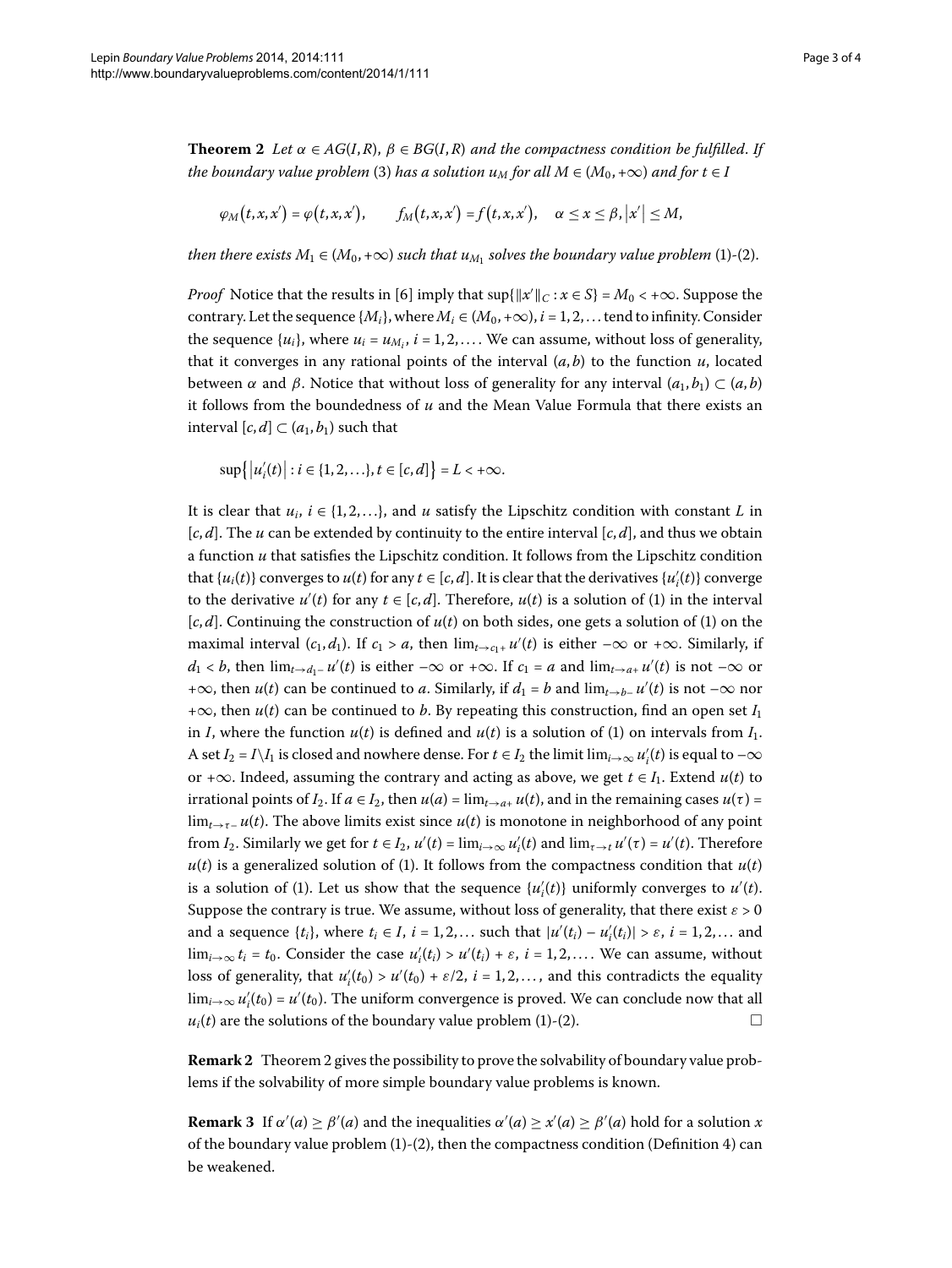**Theorem 2** *Let $\alpha \in AG(I,R)$, $\beta \in BG(I,R)$ and the compactness condition be fulfilled. If the boundary value problem* (3) *has a solution $u_M$ for all $M \in (M_0, +\infty)$ and for $t \in I$*

$$\varphi_M(t,x,x') = \varphi(t,x,x'), \qquad f_M(t,x,x') = f(t,x,x'), \quad \alpha \le x \le \beta, |x'| \le M,$$

*then there exists $M_1 \in (M_0, +\infty)$ such that $u_{M_1}$ solves the boundary value problem* (1)-(2).

*Proof* Notice that the results in [6] imply that $\sup\{\|x'\|_C : x \in S\} = M_0 < +\infty$. Suppose the contrary. Let the sequence $\{M_i\}$, where $M_i \in (M_0, +\infty)$, $i = 1, 2, \ldots$ tend to infinity. Consider the sequence $\{u_i\}$, where $u_i = u_{M_i}$, $i = 1, 2, \ldots$. We can assume, without loss of generality, that it converges in any rational points of the interval $(a, b)$ to the function $u$, located between $\alpha$ and $\beta$. Notice that without loss of generality for any interval $(a_1, b_1) \subset (a, b)$ it follows from the boundedness of $u$ and the Mean Value Formula that there exists an interval $[c, d] \subset (a_1, b_1)$ such that

$$\sup\{|u_i'(t)| : i \in \{1, 2, \ldots\}, t \in [c, d]\} = L < +\infty.$$

It is clear that $u_i$, $i \in \{1, 2, \ldots\}$, and $u$ satisfy the Lipschitz condition with constant $L$ in $[c, d]$. The $u$ can be extended by continuity to the entire interval $[c, d]$, and thus we obtain a function $u$ that satisfies the Lipschitz condition. It follows from the Lipschitz condition that $\{u_i(t)\}$ converges to $u(t)$ for any $t \in [c, d]$. It is clear that the derivatives $\{u_i'(t)\}$ converge to the derivative $u'(t)$ for any $t \in [c, d]$. Therefore, $u(t)$ is a solution of (1) in the interval $[c, d]$. Continuing the construction of $u(t)$ on both sides, one gets a solution of (1) on the maximal interval $(c_1, d_1)$. If $c_1 > a$, then $\lim_{t \to c_1+} u'(t)$ is either $-\infty$ or $+\infty$. Similarly, if $d_1 < b$, then $\lim_{t \to d_1-} u'(t)$ is either $-\infty$ or $+\infty$. If $c_1 = a$ and $\lim_{t \to a+} u'(t)$ is not $-\infty$ or $+\infty$, then $u(t)$ can be continued to $a$. Similarly, if $d_1 = b$ and $\lim_{t \to b-} u'(t)$ is not $-\infty$ nor $+\infty$, then $u(t)$ can be continued to $b$. By repeating this construction, find an open set $I_1$ in $I$, where the function $u(t)$ is defined and $u(t)$ is a solution of (1) on intervals from $I_1$. A set $I_2 = I \setminus I_1$ is closed and nowhere dense. For $t \in I_2$ the limit $\lim_{i \to \infty} u_i'(t)$ is equal to $-\infty$ or $+\infty$. Indeed, assuming the contrary and acting as above, we get $t \in I_1$. Extend $u(t)$ to irrational points of $I_2$. If $a \in I_2$, then $u(a) = \lim_{t \to a+} u(t)$, and in the remaining cases $u(\tau) = \lim_{t \to \tau-} u(t)$. The above limits exist since $u(t)$ is monotone in neighborhood of any point from $I_2$. Similarly we get for $t \in I_2$, $u'(t) = \lim_{i \to \infty} u_i'(t)$ and $\lim_{\tau \to t} u'(\tau) = u'(t)$. Therefore $u(t)$ is a generalized solution of (1). It follows from the compactness condition that $u(t)$ is a solution of (1). Let us show that the sequence $\{u_i'(t)\}$ uniformly converges to $u'(t)$. Suppose the contrary is true. We assume, without loss of generality, that there exist $\varepsilon > 0$ and a sequence $\{t_i\}$, where $t_i \in I$, $i = 1, 2, \ldots$ such that $|u'(t_i) - u_i'(t_i)| > \varepsilon$, $i = 1, 2, \ldots$ and $\lim_{i \to \infty} t_i = t_0$. Consider the case $u_i'(t_i) > u'(t_i) + \varepsilon$, $i = 1, 2, \ldots$. We can assume, without loss of generality, that $u_i'(t_0) > u'(t_0) + \varepsilon/2$, $i = 1, 2, \ldots$, and this contradicts the equality $\lim_{i \to \infty} u_i'(t_0) = u'(t_0)$. The uniform convergence is proved. We can conclude now that all $u_i(t)$ are the solutions of the boundary value problem (1)-(2). □

**Remark 2** Theorem 2 gives the possibility to prove the solvability of boundary value problems if the solvability of more simple boundary value problems is known.

**Remark 3** If $\alpha'(a) \ge \beta'(a)$ and the inequalities $\alpha'(a) \ge x'(a) \ge \beta'(a)$ hold for a solution $x$ of the boundary value problem (1)-(2), then the compactness condition (Definition 4) can be weakened.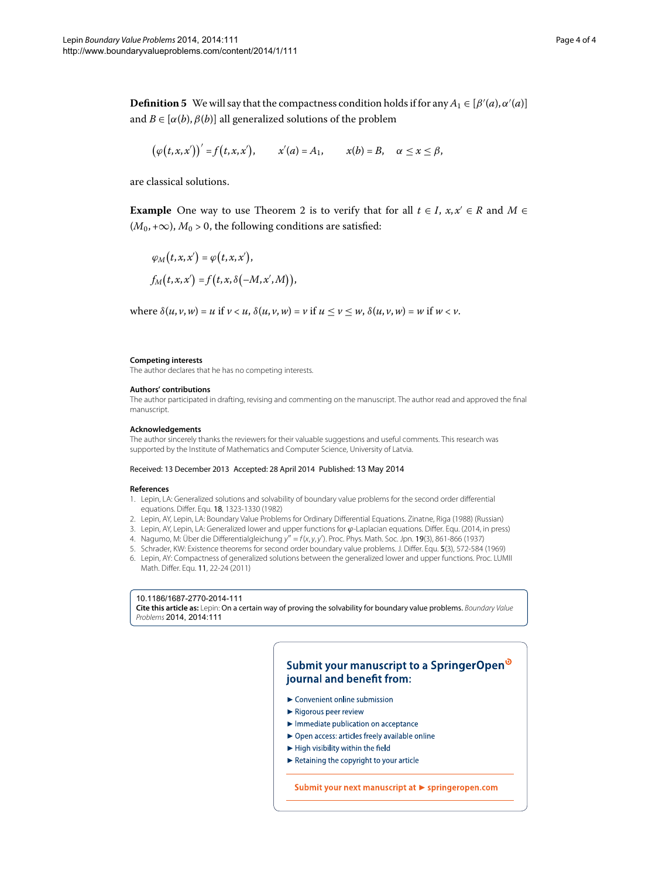**Definition 5** We will say that the compactness condition holds if for any $A_1 \in [\beta'(a), \alpha'(a)]$ and $B \in [\alpha(b), \beta(b)]$ all generalized solutions of the problem

$$\bigl(\varphi(t,x,x')\bigr)' = f(t,x,x'), \qquad x'(a) = A_1, \qquad x(b) = B, \quad \alpha \le x \le \beta,$$

are classical solutions.

**Example** One way to use Theorem 2 is to verify that for all $t \in I$, $x, x' \in R$ and $M \in (M_0, +\infty)$, $M_0 > 0$, the following conditions are satisfied:

$$\varphi_M(t,x,x') = \varphi(t,x,x'),$$
$$f_M(t,x,x') = f\bigl(t,x,\delta(-M,x',M)\bigr),$$

where $\delta(u,v,w) = u$ if $v < u$, $\delta(u,v,w) = v$ if $u \le v \le w$, $\delta(u,v,w) = w$ if $w < v$.

**Competing interests**

The author declares that he has no competing interests.

**Authors' contributions**

The author participated in drafting, revising and commenting on the manuscript. The author read and approved the final manuscript.

**Acknowledgements**

The author sincerely thanks the reviewers for their valuable suggestions and useful comments. This research was supported by the Institute of Mathematics and Computer Science, University of Latvia.

Received: 13 December 2013 Accepted: 28 April 2014 Published: 13 May 2014

**References**

1. Lepin, LA: Generalized solutions and solvability of boundary value problems for the second order differential equations. Differ. Equ. **18**, 1323-1330 (1982)
2. Lepin, AY, Lepin, LA: Boundary Value Problems for Ordinary Differential Equations. Zinatne, Riga (1988) (Russian)
3. Lepin, AY, Lepin, LA: Generalized lower and upper functions for $\varphi$-Laplacian equations. Differ. Equ. (2014, in press)
4. Nagumo, M: Über die Differentialgleichung $y'' = f(x,y,y')$. Proc. Phys. Math. Soc. Jpn. **19**(3), 861-866 (1937)
5. Schrader, KW: Existence theorems for second order boundary value problems. J. Differ. Equ. **5**(3), 572-584 (1969)
6. Lepin, AY: Compactness of generalized solutions between the generalized lower and upper functions. Proc. LUMII Math. Differ. Equ. **11**, 22-24 (2011)

10.1186/1687-2770-2014-111

**Cite this article as:** Lepin: On a certain way of proving the solvability for boundary value problems. *Boundary Value Problems* 2014, 2014:111

**Submit your manuscript to a SpringerOpen journal and benefit from:**

- ► Convenient online submission
- ► Rigorous peer review
- ► Immediate publication on acceptance
- ► Open access: articles freely available online
- ► High visibility within the field
- ► Retaining the copyright to your article

**Submit your next manuscript at ► springeropen.com**